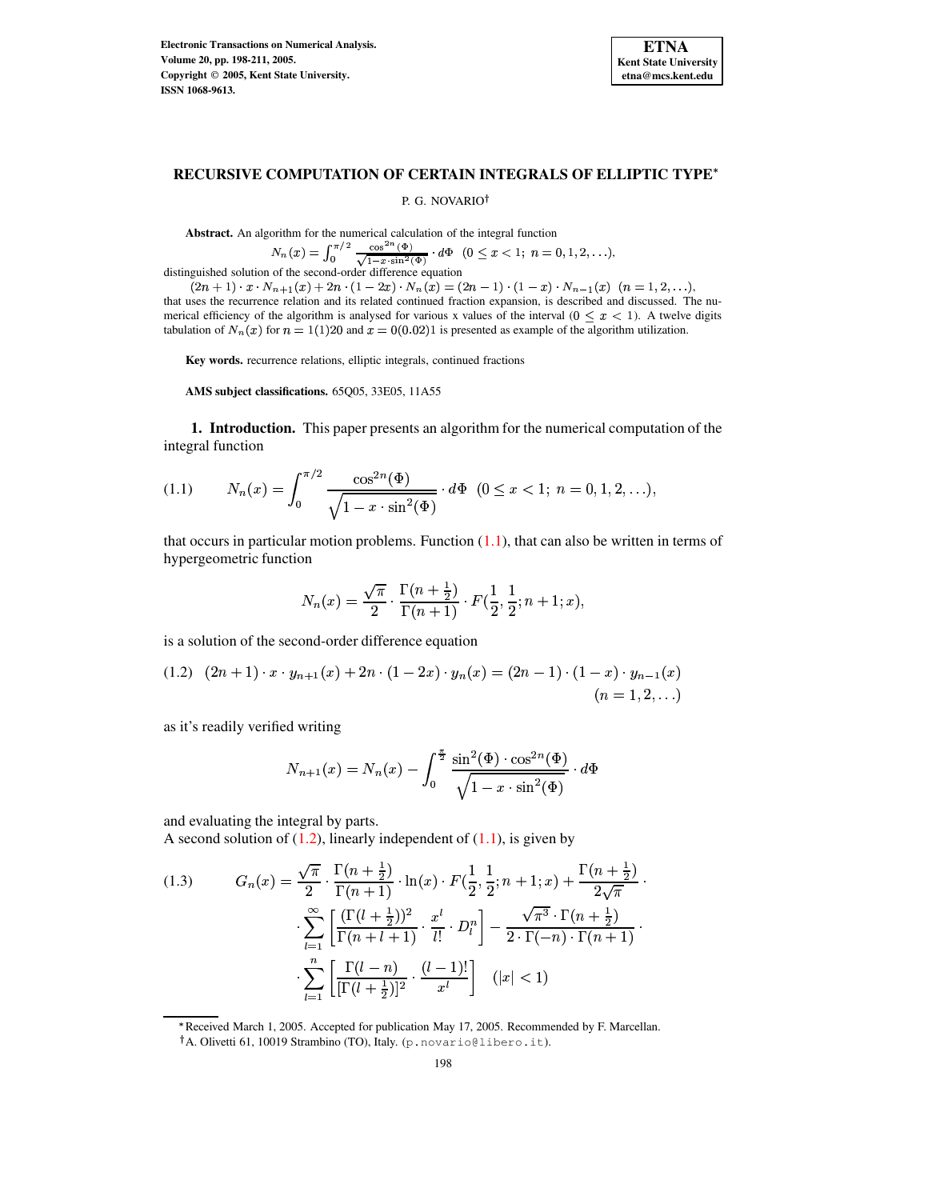# RECURSIVE COMPUTATION OF CERTAIN INTEGRALS OF ELLIPTIC TYPE*

P. G. NOVARIO†

**Abstract.** An algorithm for the numerical calculation of the integral function

$$N_n(x) = \int_0^{\pi/2} \frac{\cos^{2n}(\Phi)}{\sqrt{1-x\cdot\sin^2(\Phi)}} \cdot d\Phi \quad (0 \le x < 1;\ n = 0, 1, 2, \ldots),$$

distinguished solution of the second-order difference equation

$(2n+1)\cdot x \cdot N_{n+1}(x) + 2n \cdot (1-2x) \cdot N_n(x) = (2n-1)\cdot(1-x)\cdot N_{n-1}(x) \ \ (n = 1, 2, \ldots)$, that uses the recurrence relation and its related continued fraction expansion, is described and discussed. The numerical efficiency of the algorithm is analysed for various x values of the interval $(0 \le x < 1)$. A twelve digits tabulation of $N_n(x)$ for $n = 1(1)20$ and $x = 0(0.02)1$ is presented as example of the algorithm utilization.

**Key words.** recurrence relations, elliptic integrals, continued fractions

**AMS subject classifications.** 65Q05, 33E05, 11A55

**1. Introduction.** This paper presents an algorithm for the numerical computation of the integral function

$$N_n(x) = \int_0^{\pi/2} \frac{\cos^{2n}(\Phi)}{\sqrt{1-x\cdot\sin^2(\Phi)}} \cdot d\Phi \quad (0 \le x < 1;\ n = 0, 1, 2, \ldots), \tag{1.1}$$

that occurs in particular motion problems. Function (1.1), that can also be written in terms of hypergeometric function

$$N_n(x) = \frac{\sqrt{\pi}}{2} \cdot \frac{\Gamma(n+\frac{1}{2})}{\Gamma(n+1)} \cdot F(\frac{1}{2}, \frac{1}{2}; n+1; x),$$

is a solution of the second-order difference equation

$$(2n+1)\cdot x\cdot y_{n+1}(x) + 2n\cdot(1-2x)\cdot y_n(x) = (2n-1)\cdot(1-x)\cdot y_{n-1}(x) \quad (n = 1, 2, \ldots) \tag{1.2}$$

as it's readily verified writing

$$N_{n+1}(x) = N_n(x) - \int_0^{\frac{\pi}{2}} \frac{\sin^2(\Phi)\cdot\cos^{2n}(\Phi)}{\sqrt{1-x\cdot\sin^2(\Phi)}} \cdot d\Phi$$

and evaluating the integral by parts.

A second solution of (1.2), linearly independent of (1.1), is given by

$$G_n(x) = \frac{\sqrt{\pi}}{2} \cdot \frac{\Gamma(n+\frac{1}{2})}{\Gamma(n+1)} \cdot \ln(x) \cdot F(\frac{1}{2}, \frac{1}{2}; n+1; x) + \frac{\Gamma(n+\frac{1}{2})}{2\sqrt{\pi}} \cdot \sum_{l=1}^{\infty} \left[ \frac{(\Gamma(l+\frac{1}{2}))^2}{\Gamma(n+l+1)} \cdot \frac{x^l}{l!} \cdot D_l^n \right] - \frac{\sqrt{\pi^3}\cdot\Gamma(n+\frac{1}{2})}{2\cdot\Gamma(-n)\cdot\Gamma(n+1)} \cdot \sum_{l=1}^{n} \left[ \frac{\Gamma(l-n)}{[\Gamma(l+\frac{1}{2})]^2} \cdot \frac{(l-1)!}{x^l} \right] \quad (|x| < 1) \tag{1.3}$$

---

*Received March 1, 2005. Accepted for publication May 17, 2005. Recommended by F. Marcellan.

†A. Olivetti 61, 10019 Strambino (TO), Italy. (p.novario@libero.it).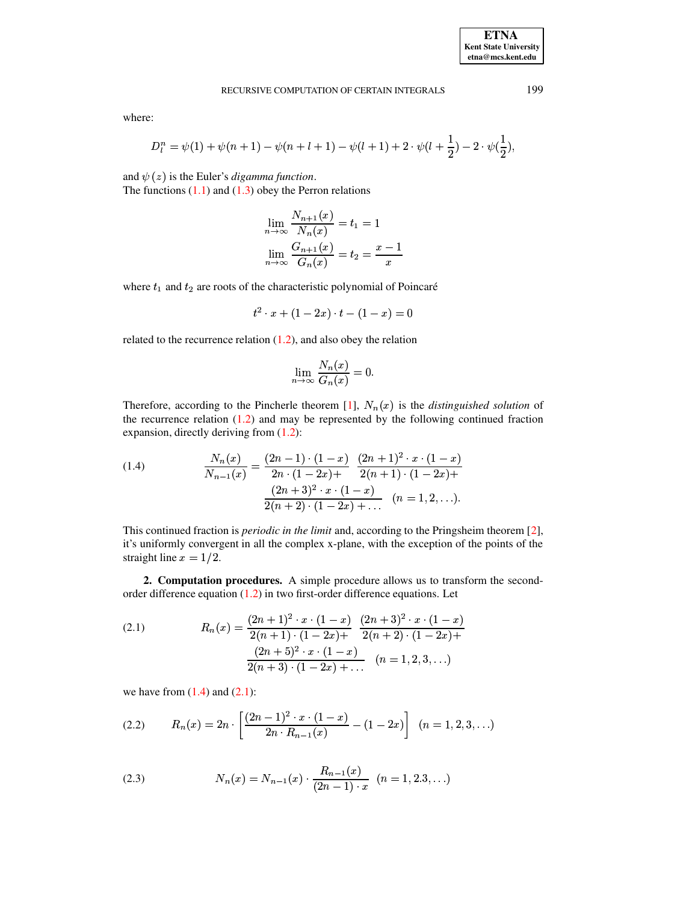where:

$$D_l^n = \psi(1) + \psi(n+1) - \psi(n+l+1) - \psi(l+1) + 2 \cdot \psi(l + \frac{1}{2}) - 2 \cdot \psi(\frac{1}{2}),$$

and $\psi(z)$ is the Euler's *digamma function*.
The functions (1.1) and (1.3) obey the Perron relations

$$\lim_{n\to\infty} \frac{N_{n+1}(x)}{N_n(x)} = t_1 = 1$$

$$\lim_{n\to\infty} \frac{G_{n+1}(x)}{G_n(x)} = t_2 = \frac{x-1}{x}$$

where $t_1$ and $t_2$ are roots of the characteristic polynomial of Poincaré

$$t^2 \cdot x + (1-2x) \cdot t - (1-x) = 0$$

related to the recurrence relation (1.2), and also obey the relation

$$\lim_{n\to\infty} \frac{N_n(x)}{G_n(x)} = 0.$$

Therefore, according to the Pincherle theorem [1], $N_n(x)$ is the *distinguished solution* of the recurrence relation (1.2) and may be represented by the following continued fraction expansion, directly deriving from (1.2):

$$\frac{N_n(x)}{N_{n-1}(x)} = \frac{(2n-1)\cdot(1-x)}{2n\cdot(1-2x)+} \; \frac{(2n+1)^2 \cdot x \cdot (1-x)}{2(n+1)\cdot(1-2x)+} \; \frac{(2n+3)^2 \cdot x \cdot (1-x)}{2(n+2)\cdot(1-2x)+\ldots} \quad (n = 1, 2, \ldots). \tag{1.4}$$

This continued fraction is *periodic in the limit* and, according to the Pringsheim theorem [2], it's uniformly convergent in all the complex x-plane, with the exception of the points of the straight line $x = 1/2$.

## 2. Computation procedures.

A simple procedure allows us to transform the second-order difference equation (1.2) in two first-order difference equations. Let

$$R_n(x) = \frac{(2n+1)^2 \cdot x \cdot (1-x)}{2(n+1)\cdot(1-2x)+} \; \frac{(2n+3)^2 \cdot x \cdot (1-x)}{2(n+2)\cdot(1-2x)+} \; \frac{(2n+5)^2 \cdot x \cdot (1-x)}{2(n+3)\cdot(1-2x)+\ldots} \quad (n = 1, 2, 3, \ldots) \tag{2.1}$$

we have from (1.4) and (2.1):

$$R_n(x) = 2n \cdot \left[ \frac{(2n-1)^2 \cdot x \cdot (1-x)}{2n \cdot R_{n-1}(x)} - (1-2x) \right] \quad (n = 1, 2, 3, \ldots) \tag{2.2}$$

$$N_n(x) = N_{n-1}(x) \cdot \frac{R_{n-1}(x)}{(2n-1)\cdot x} \quad (n = 1, 2.3, \ldots) \tag{2.3}$$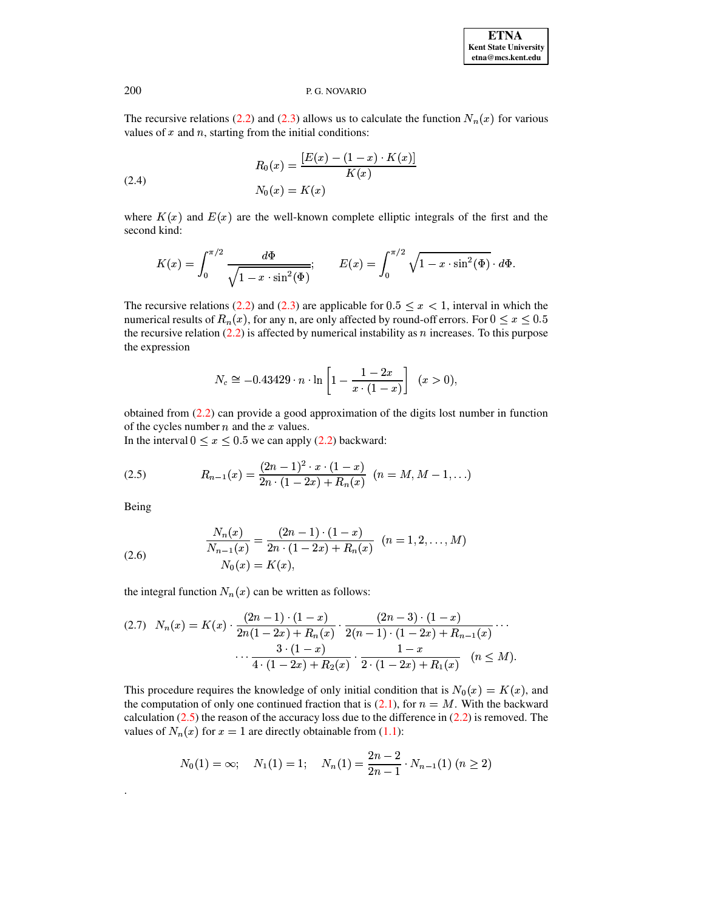The recursive relations (2.2) and (2.3) allows us to calculate the function $N_n(x)$ for various values of $x$ and $n$, starting from the initial conditions:

$$
\begin{aligned}
R_0(x) &= \frac{[E(x) - (1-x) \cdot K(x)]}{K(x)} \\
N_0(x) &= K(x)
\end{aligned}
\tag{2.4}
$$

where $K(x)$ and $E(x)$ are the well-known complete elliptic integrals of the first and the second kind:

$$
K(x) = \int_0^{\pi/2} \frac{d\Phi}{\sqrt{1 - x \cdot \sin^2(\Phi)}}; \qquad E(x) = \int_0^{\pi/2} \sqrt{1 - x \cdot \sin^2(\Phi)} \cdot d\Phi.
$$

The recursive relations (2.2) and (2.3) are applicable for $0.5 \le x < 1$, interval in which the numerical results of $R_n(x)$, for any n, are only affected by round-off errors. For $0 \le x \le 0.5$ the recursive relation (2.2) is affected by numerical instability as $n$ increases. To this purpose the expression

$$
N_c \cong -0.43429 \cdot n \cdot \ln \left[ 1 - \frac{1 - 2x}{x \cdot (1-x)} \right] \quad (x > 0),
$$

obtained from (2.2) can provide a good approximation of the digits lost number in function of the cycles number $n$ and the $x$ values.
In the interval $0 \le x \le 0.5$ we can apply (2.2) backward:

$$
R_{n-1}(x) = \frac{(2n-1)^2 \cdot x \cdot (1-x)}{2n \cdot (1-2x) + R_n(x)} \quad (n = M, M-1, \ldots)
\tag{2.5}
$$

Being

$$
\begin{aligned}
\frac{N_n(x)}{N_{n-1}(x)} &= \frac{(2n-1) \cdot (1-x)}{2n \cdot (1-2x) + R_n(x)} \quad (n = 1, 2, \ldots, M) \\
N_0(x) &= K(x),
\end{aligned}
\tag{2.6}
$$

the integral function $N_n(x)$ can be written as follows:

$$
\begin{aligned}
N_n(x) = K(x) \cdot \frac{(2n-1) \cdot (1-x)}{2n(1-2x) + R_n(x)} \cdot \frac{(2n-3) \cdot (1-x)}{2(n-1) \cdot (1-2x) + R_{n-1}(x)} \cdots \\
\cdots \frac{3 \cdot (1-x)}{4 \cdot (1-2x) + R_2(x)} \cdot \frac{1-x}{2 \cdot (1-2x) + R_1(x)} \quad (n \le M).
\end{aligned}
\tag{2.7}
$$

This procedure requires the knowledge of only initial condition that is $N_0(x) = K(x)$, and the computation of only one continued fraction that is (2.1), for $n = M$. With the backward calculation (2.5) the reason of the accuracy loss due to the difference in (2.2) is removed. The values of $N_n(x)$ for $x = 1$ are directly obtainable from (1.1):

$$
N_0(1) = \infty; \quad N_1(1) = 1; \quad N_n(1) = \frac{2n-2}{2n-1} \cdot N_{n-1}(1) \ (n \ge 2)
$$

.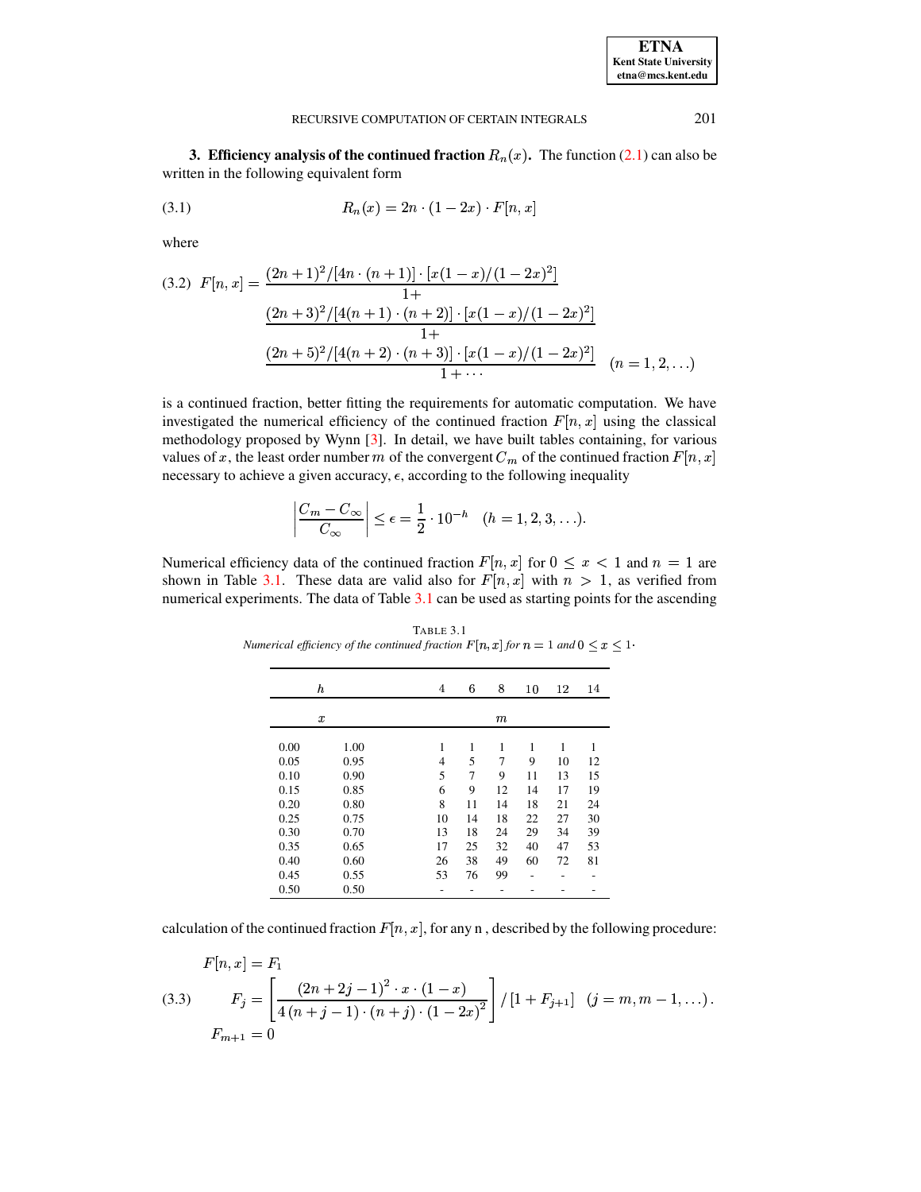**3. Efficiency analysis of the continued fraction $R_n(x)$.** The function (2.1) can also be written in the following equivalent form

$$R_n(x) = 2n \cdot (1 - 2x) \cdot F[n, x] \tag{3.1}$$

where

$$F[n,x] = \cfrac{(2n+1)^2/[4n \cdot (n+1)] \cdot [x(1-x)/(1-2x)^2]}{1+ \cfrac{(2n+3)^2/[4(n+1) \cdot (n+2)] \cdot [x(1-x)/(1-2x)^2]}{1+ \cfrac{(2n+5)^2/[4(n+2) \cdot (n+3)] \cdot [x(1-x)/(1-2x)^2]}{1+\cdots}}} \quad (n = 1, 2, \ldots) \tag{3.2}$$

is a continued fraction, better fitting the requirements for automatic computation. We have investigated the numerical efficiency of the continued fraction $F[n, x]$ using the classical methodology proposed by Wynn [3]. In detail, we have built tables containing, for various values of $x$, the least order number $m$ of the convergent $C_m$ of the continued fraction $F[n, x]$ necessary to achieve a given accuracy, $\epsilon$, according to the following inequality

$$\left| \frac{C_m - C_\infty}{C_\infty} \right| \le \epsilon = \frac{1}{2} \cdot 10^{-h} \quad (h = 1, 2, 3, \ldots).$$

Numerical efficiency data of the continued fraction $F[n, x]$ for $0 \le x < 1$ and $n = 1$ are shown in Table 3.1. These data are valid also for $F[n, x]$ with $n > 1$, as verified from numerical experiments. The data of Table 3.1 can be used as starting points for the ascending calculation of the continued fraction $F[n, x]$, for any n , described by the following procedure:

TABLE 3.1
*Numerical efficiency of the continued fraction $F[n, x]$ for $n = 1$ and $0 \le x \le 1$.*

| $h$ | | 4 | 6 | 8 | 10 | 12 | 14 |
|---|---|---|---|---|---|---|---|
| $x$ | | | | $m$ | | | |
| 0.00 | 1.00 | 1 | 1 | 1 | 1 | 1 | 1 |
| 0.05 | 0.95 | 4 | 5 | 7 | 9 | 10 | 12 |
| 0.10 | 0.90 | 5 | 7 | 9 | 11 | 13 | 15 |
| 0.15 | 0.85 | 6 | 9 | 12 | 14 | 17 | 19 |
| 0.20 | 0.80 | 8 | 11 | 14 | 18 | 21 | 24 |
| 0.25 | 0.75 | 10 | 14 | 18 | 22 | 27 | 30 |
| 0.30 | 0.70 | 13 | 18 | 24 | 29 | 34 | 39 |
| 0.35 | 0.65 | 17 | 25 | 32 | 40 | 47 | 53 |
| 0.40 | 0.60 | 26 | 38 | 49 | 60 | 72 | 81 |
| 0.45 | 0.55 | 53 | 76 | 99 | - | - | - |
| 0.50 | 0.50 | - | - | - | - | - | - |

$$\begin{aligned} F[n,x] &= F_1 \\ F_j &= \left[ \frac{(2n+2j-1)^2 \cdot x \cdot (1-x)}{4\,(n+j-1) \cdot (n+j) \cdot (1-2x)^2} \right] / \left[1 + F_{j+1}\right] \quad (j = m, m-1, \ldots). \\ F_{m+1} &= 0 \end{aligned} \tag{3.3}$$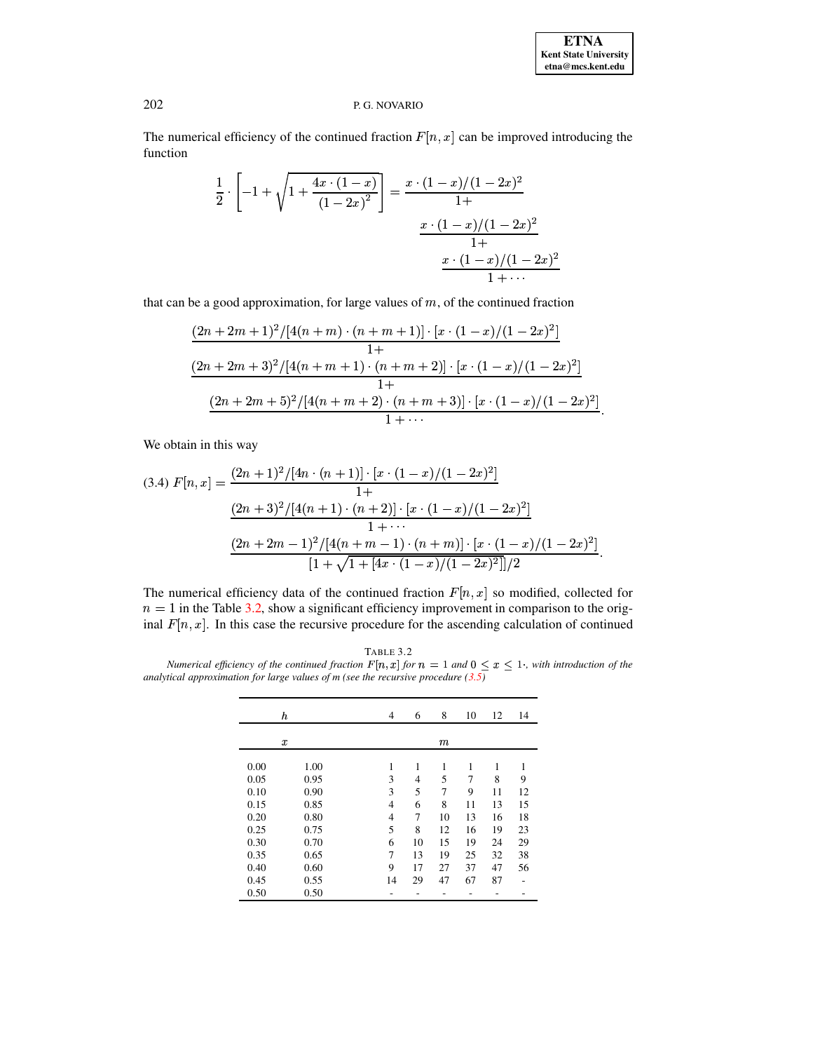The numerical efficiency of the continued fraction $F[n, x]$ can be improved introducing the function

$$\frac{1}{2} \cdot \left[ -1 + \sqrt{1 + \frac{4x \cdot (1-x)}{(1-2x)^2}} \right] = \cfrac{x \cdot (1-x)/(1-2x)^2}{1+ \cfrac{x \cdot (1-x)/(1-2x)^2}{1+ \cfrac{x \cdot (1-x)/(1-2x)^2}{1+\cdots}}}$$

that can be a good approximation, for large values of $m$, of the continued fraction

$$\cfrac{(2n+2m+1)^2/[4(n+m)\cdot(n+m+1)]\cdot[x\cdot(1-x)/(1-2x)^2]}{1+ \cfrac{(2n+2m+3)^2/[4(n+m+1)\cdot(n+m+2)]\cdot[x\cdot(1-x)/(1-2x)^2]}{1+ \cfrac{(2n+2m+5)^2/[4(n+m+2)\cdot(n+m+3)]\cdot[x\cdot(1-x)/(1-2x)^2]}{1+\cdots}}}.$$

We obtain in this way

$$\text{(3.4)}\quad F[n,x] = \cfrac{(2n+1)^2/[4n\cdot(n+1)]\cdot[x\cdot(1-x)/(1-2x)^2]}{1+ \cfrac{(2n+3)^2/[4(n+1)\cdot(n+2)]\cdot[x\cdot(1-x)/(1-2x)^2]}{1+\cdots \cfrac{(2n+2m-1)^2/[4(n+m-1)\cdot(n+m)]\cdot[x\cdot(1-x)/(1-2x)^2]}{[1+\sqrt{1+[4x\cdot(1-x)/(1-2x)^2]}]/2}}}.$$

The numerical efficiency data of the continued fraction $F[n, x]$ so modified, collected for $n = 1$ in the Table 3.2, show a significant efficiency improvement in comparison to the original $F[n, x]$. In this case the recursive procedure for the ascending calculation of continued

TABLE 3.2
*Numerical efficiency of the continued fraction $F[n, x]$ for $n = 1$ and $0 \leq x \leq 1$, with introduction of the analytical approximation for large values of m (see the recursive procedure (3.5)*

| $h$ | | 4 | 6 | 8 | 10 | 12 | 14 |
|---|---|---|---|---|---|---|---|
| $x$ | | | | $m$ | | | |
| 0.00 | 1.00 | 1 | 1 | 1 | 1 | 1 | 1 |
| 0.05 | 0.95 | 3 | 4 | 5 | 7 | 8 | 9 |
| 0.10 | 0.90 | 3 | 5 | 7 | 9 | 11 | 12 |
| 0.15 | 0.85 | 4 | 6 | 8 | 11 | 13 | 15 |
| 0.20 | 0.80 | 4 | 7 | 10 | 13 | 16 | 18 |
| 0.25 | 0.75 | 5 | 8 | 12 | 16 | 19 | 23 |
| 0.30 | 0.70 | 6 | 10 | 15 | 19 | 24 | 29 |
| 0.35 | 0.65 | 7 | 13 | 19 | 25 | 32 | 38 |
| 0.40 | 0.60 | 9 | 17 | 27 | 37 | 47 | 56 |
| 0.45 | 0.55 | 14 | 29 | 47 | 67 | 87 | - |
| 0.50 | 0.50 | - | - | - | - | - | - |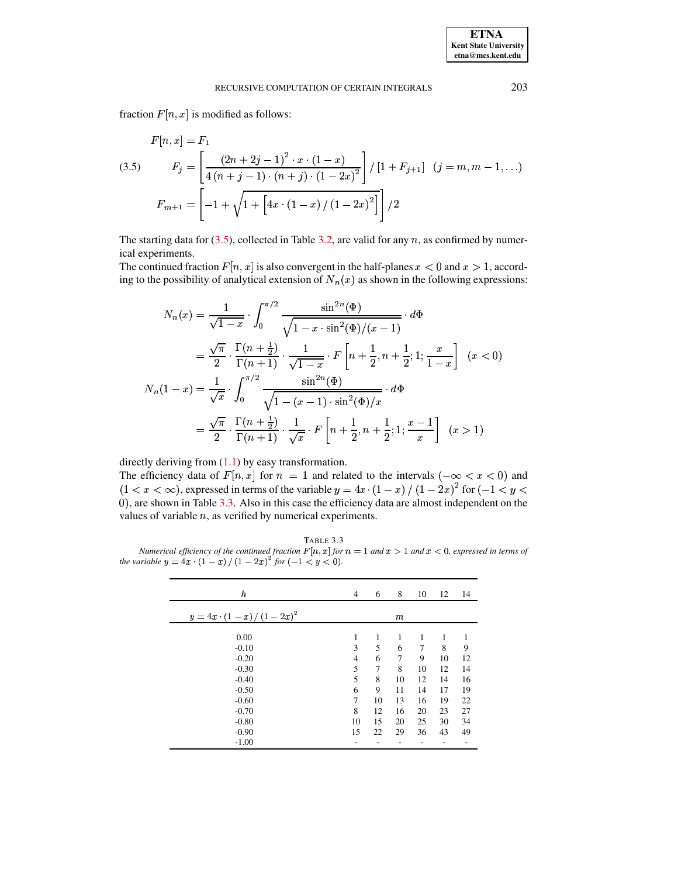fraction $F[n,x]$ is modified as follows:

$$
\begin{aligned}
&F[n,x] = F_1 \\
(3.5) \qquad &F_j = \left[\frac{(2n+2j-1)^2 \cdot x \cdot (1-x)}{4\,(n+j-1)\cdot(n+j)\cdot(1-2x)^2}\right] / \left[1 + F_{j+1}\right] \quad (j = m, m-1, \ldots) \\
&F_{m+1} = \left[-1 + \sqrt{1 + \left[4x \cdot (1-x) \,/\, (1-2x)^2\right]}\right] / 2
\end{aligned}
$$

The starting data for (3.5), collected in Table 3.2, are valid for any $n$, as confirmed by numerical experiments.

The continued fraction $F[n,x]$ is also convergent in the half-planes $x < 0$ and $x > 1$, according to the possibility of analytical extension of $N_n(x)$ as shown in the following expressions:

$$
\begin{aligned}
N_n(x) &= \frac{1}{\sqrt{1-x}} \cdot \int_0^{\pi/2} \frac{\sin^{2n}(\Phi)}{\sqrt{1 - x \cdot \sin^2(\Phi)/(x-1)}} \cdot d\Phi \\
&= \frac{\sqrt{\pi}}{2} \cdot \frac{\Gamma(n+\frac{1}{2})}{\Gamma(n+1)} \cdot \frac{1}{\sqrt{1-x}} \cdot F\left[n+\frac{1}{2}, n+\frac{1}{2}; 1; \frac{x}{1-x}\right] \quad (x < 0) \\
N_n(1-x) &= \frac{1}{\sqrt{x}} \cdot \int_0^{\pi/2} \frac{\sin^{2n}(\Phi)}{\sqrt{1 - (x-1)\cdot \sin^2(\Phi)/x}} \cdot d\Phi \\
&= \frac{\sqrt{\pi}}{2} \cdot \frac{\Gamma(n+\frac{1}{2})}{\Gamma(n+1)} \cdot \frac{1}{\sqrt{x}} \cdot F\left[n+\frac{1}{2}, n+\frac{1}{2}; 1; \frac{x-1}{x}\right] \quad (x > 1)
\end{aligned}
$$

directly deriving from (1.1) by easy transformation.

The efficiency data of $F[n,x]$ for $n = 1$ and related to the intervals $(-\infty < x < 0)$ and $(1 < x < \infty)$, expressed in terms of the variable $y = 4x \cdot (1-x) \,/\, (1-2x)^2$ for $(-1 < y < 0)$, are shown in Table 3.3. Also in this case the efficiency data are almost independent on the values of variable $n$, as verified by numerical experiments.

TABLE 3.3

*Numerical efficiency of the continued fraction $F[n,x]$ for $n = 1$ and $x > 1$ and $x < 0$, expressed in terms of the variable $y = 4x \cdot (1-x) \,/\, (1-2x)^2$ for $(-1 < y < 0)$.*

| $h$ | 4 | 6 | 8 | 10 | 12 | 14 |
|---|---|---|---|---|---|---|
| $y = 4x \cdot (1-x) \,/\, (1-2x)^2$ | | | $m$ | | | |
| 0.00 | 1 | 1 | 1 | 1 | 1 | 1 |
| -0.10 | 3 | 5 | 6 | 7 | 8 | 9 |
| -0.20 | 4 | 6 | 7 | 9 | 10 | 12 |
| -0.30 | 5 | 7 | 8 | 10 | 12 | 14 |
| -0.40 | 5 | 8 | 10 | 12 | 14 | 16 |
| -0.50 | 6 | 9 | 11 | 14 | 17 | 19 |
| -0.60 | 7 | 10 | 13 | 16 | 19 | 22 |
| -0.70 | 8 | 12 | 16 | 20 | 23 | 27 |
| -0.80 | 10 | 15 | 20 | 25 | 30 | 34 |
| -0.90 | 15 | 22 | 29 | 36 | 43 | 49 |
| -1.00 | - | - | - | - | - | - |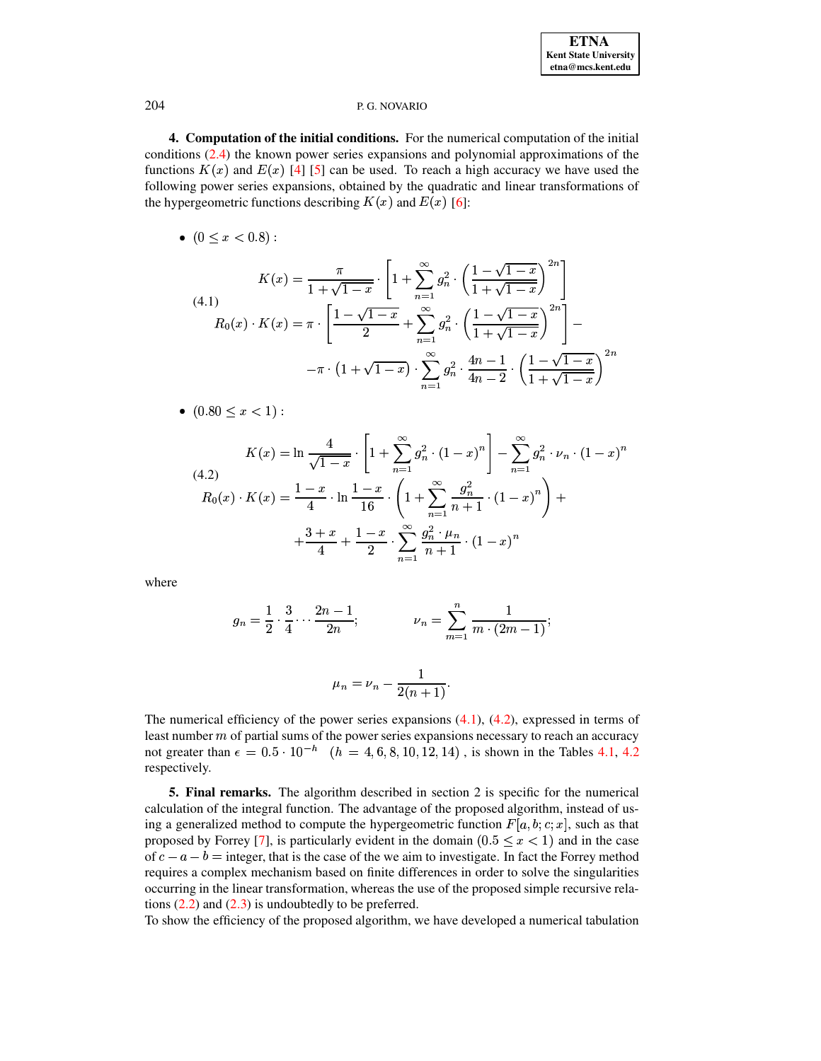**4. Computation of the initial conditions.** For the numerical computation of the initial conditions (2.4) the known power series expansions and polynomial approximations of the functions $K(x)$ and $E(x)$ [4] [5] can be used. To reach a high accuracy we have used the following power series expansions, obtained by the quadratic and linear transformations of the hypergeometric functions describing $K(x)$ and $E(x)$ [6]:

- $(0 \leq x < 0.8)$ :

$$
\begin{aligned}
K(x) &= \frac{\pi}{1+\sqrt{1-x}} \cdot \left[ 1 + \sum_{n=1}^{\infty} g_n^2 \cdot \left( \frac{1-\sqrt{1-x}}{1+\sqrt{1-x}} \right)^{2n} \right] \\
R_0(x) \cdot K(x) &= \pi \cdot \left[ \frac{1-\sqrt{1-x}}{2} + \sum_{n=1}^{\infty} g_n^2 \cdot \left( \frac{1-\sqrt{1-x}}{1+\sqrt{1-x}} \right)^{2n} \right] - \\
&\quad - \pi \cdot \left(1+\sqrt{1-x}\right) \cdot \sum_{n=1}^{\infty} g_n^2 \cdot \frac{4n-1}{4n-2} \cdot \left( \frac{1-\sqrt{1-x}}{1+\sqrt{1-x}} \right)^{2n}
\end{aligned}
\tag{4.1}
$$

- $(0.80 \leq x < 1)$ :

$$
\begin{aligned}
K(x) &= \ln \frac{4}{\sqrt{1-x}} \cdot \left[ 1 + \sum_{n=1}^{\infty} g_n^2 \cdot (1-x)^n \right] - \sum_{n=1}^{\infty} g_n^2 \cdot \nu_n \cdot (1-x)^n \\
R_0(x) \cdot K(x) &= \frac{1-x}{4} \cdot \ln \frac{1-x}{16} \cdot \left( 1 + \sum_{n=1}^{\infty} \frac{g_n^2}{n+1} \cdot (1-x)^n \right) + \\
&\quad + \frac{3+x}{4} + \frac{1-x}{2} \cdot \sum_{n=1}^{\infty} \frac{g_n^2 \cdot \mu_n}{n+1} \cdot (1-x)^n
\end{aligned}
\tag{4.2}
$$

where

$$
g_n = \frac{1}{2} \cdot \frac{3}{4} \cdots \frac{2n-1}{2n}; \qquad \nu_n = \sum_{m=1}^{n} \frac{1}{m \cdot (2m-1)};
$$

$$
\mu_n = \nu_n - \frac{1}{2(n+1)}.
$$

The numerical efficiency of the power series expansions (4.1), (4.2), expressed in terms of least number $m$ of partial sums of the power series expansions necessary to reach an accuracy not greater than $\epsilon = 0.5 \cdot 10^{-h}$ $\quad (h = 4, 6, 8, 10, 12, 14)$ , is shown in the Tables 4.1, 4.2 respectively.

**5. Final remarks.** The algorithm described in section 2 is specific for the numerical calculation of the integral function. The advantage of the proposed algorithm, instead of using a generalized method to compute the hypergeometric function $F[a, b; c; x]$, such as that proposed by Forrey [7], is particularly evident in the domain $(0.5 \leq x < 1)$ and in the case of $c - a - b =$ integer, that is the case of the we aim to investigate. In fact the Forrey method requires a complex mechanism based on finite differences in order to solve the singularities occurring in the linear transformation, whereas the use of the proposed simple recursive relations (2.2) and (2.3) is undoubtedly to be preferred.

To show the efficiency of the proposed algorithm, we have developed a numerical tabulation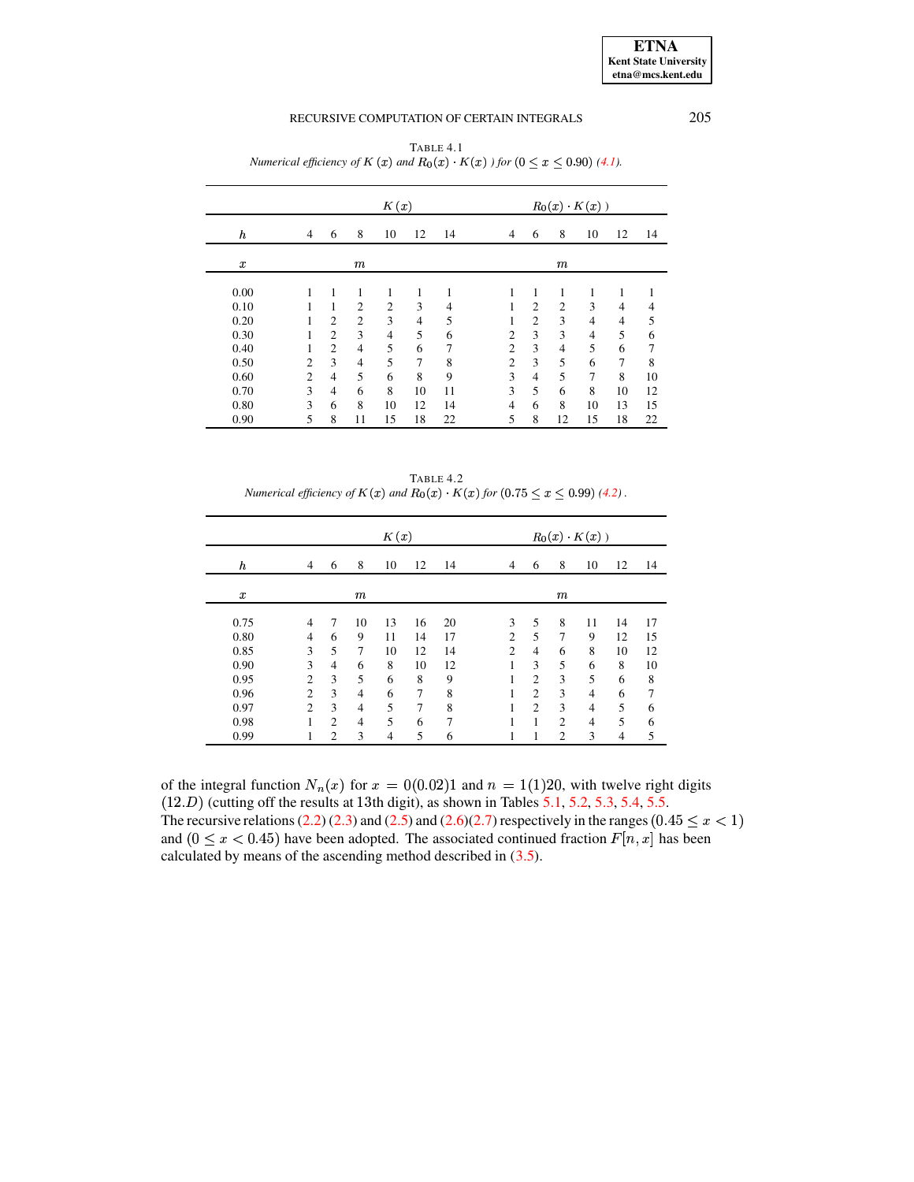TABLE 4.1
*Numerical efficiency of $K(x)$ and $R_0(x) \cdot K(x)$ ) for $(0 \leq x \leq 0.90)$ (4.1).*

| | $K(x)$ | | | | | | $R_0(x) \cdot K(x)$ ) | | | | | |
|---|---|---|---|---|---|---|---|---|---|---|---|---|
| $h$ | 4 | 6 | 8 | 10 | 12 | 14 | 4 | 6 | 8 | 10 | 12 | 14 |
| $x$ | | | $m$ | | | | | | $m$ | | | |
| 0.00 | 1 | 1 | 1 | 1 | 1 | 1 | 1 | 1 | 1 | 1 | 1 | 1 |
| 0.10 | 1 | 1 | 2 | 2 | 3 | 4 | 1 | 2 | 2 | 3 | 4 | 4 |
| 0.20 | 1 | 2 | 2 | 3 | 4 | 5 | 1 | 2 | 3 | 4 | 4 | 5 |
| 0.30 | 1 | 2 | 3 | 4 | 5 | 6 | 2 | 3 | 3 | 4 | 5 | 6 |
| 0.40 | 1 | 2 | 4 | 5 | 6 | 7 | 2 | 3 | 4 | 5 | 6 | 7 |
| 0.50 | 2 | 3 | 4 | 5 | 7 | 8 | 2 | 3 | 5 | 6 | 7 | 8 |
| 0.60 | 2 | 4 | 5 | 6 | 8 | 9 | 3 | 4 | 5 | 7 | 8 | 10 |
| 0.70 | 3 | 4 | 6 | 8 | 10 | 11 | 3 | 5 | 6 | 8 | 10 | 12 |
| 0.80 | 3 | 6 | 8 | 10 | 12 | 14 | 4 | 6 | 8 | 10 | 13 | 15 |
| 0.90 | 5 | 8 | 11 | 15 | 18 | 22 | 5 | 8 | 12 | 15 | 18 | 22 |

TABLE 4.2
*Numerical efficiency of $K(x)$ and $R_0(x) \cdot K(x)$ for $(0.75 \leq x \leq 0.99)$ (4.2).*

| | $K(x)$ | | | | | | $R_0(x) \cdot K(x)$ ) | | | | | |
|---|---|---|---|---|---|---|---|---|---|---|---|---|
| $h$ | 4 | 6 | 8 | 10 | 12 | 14 | 4 | 6 | 8 | 10 | 12 | 14 |
| $x$ | | | $m$ | | | | | | $m$ | | | |
| 0.75 | 4 | 7 | 10 | 13 | 16 | 20 | 3 | 5 | 8 | 11 | 14 | 17 |
| 0.80 | 4 | 6 | 9 | 11 | 14 | 17 | 2 | 5 | 7 | 9 | 12 | 15 |
| 0.85 | 3 | 5 | 7 | 10 | 12 | 14 | 2 | 4 | 6 | 8 | 10 | 12 |
| 0.90 | 3 | 4 | 6 | 8 | 10 | 12 | 1 | 3 | 5 | 6 | 8 | 10 |
| 0.95 | 2 | 3 | 5 | 6 | 8 | 9 | 1 | 2 | 3 | 5 | 6 | 8 |
| 0.96 | 2 | 3 | 4 | 6 | 7 | 8 | 1 | 2 | 3 | 4 | 6 | 7 |
| 0.97 | 2 | 3 | 4 | 5 | 7 | 8 | 1 | 2 | 3 | 4 | 5 | 6 |
| 0.98 | 1 | 2 | 4 | 5 | 6 | 7 | 1 | 1 | 2 | 4 | 5 | 6 |
| 0.99 | 1 | 2 | 3 | 4 | 5 | 6 | 1 | 1 | 2 | 3 | 4 | 5 |

of the integral function $N_n(x)$ for $x = 0(0.02)1$ and $n = 1(1)20$, with twelve right digits $(12.D)$ (cutting off the results at 13th digit), as shown in Tables 5.1, 5.2, 5.3, 5.4, 5.5. The recursive relations (2.2) (2.3) and (2.5) and (2.6)(2.7) respectively in the ranges $(0.45 \leq x < 1)$ and $(0 \leq x < 0.45)$ have been adopted. The associated continued fraction $F[n, x]$ has been calculated by means of the ascending method described in (3.5).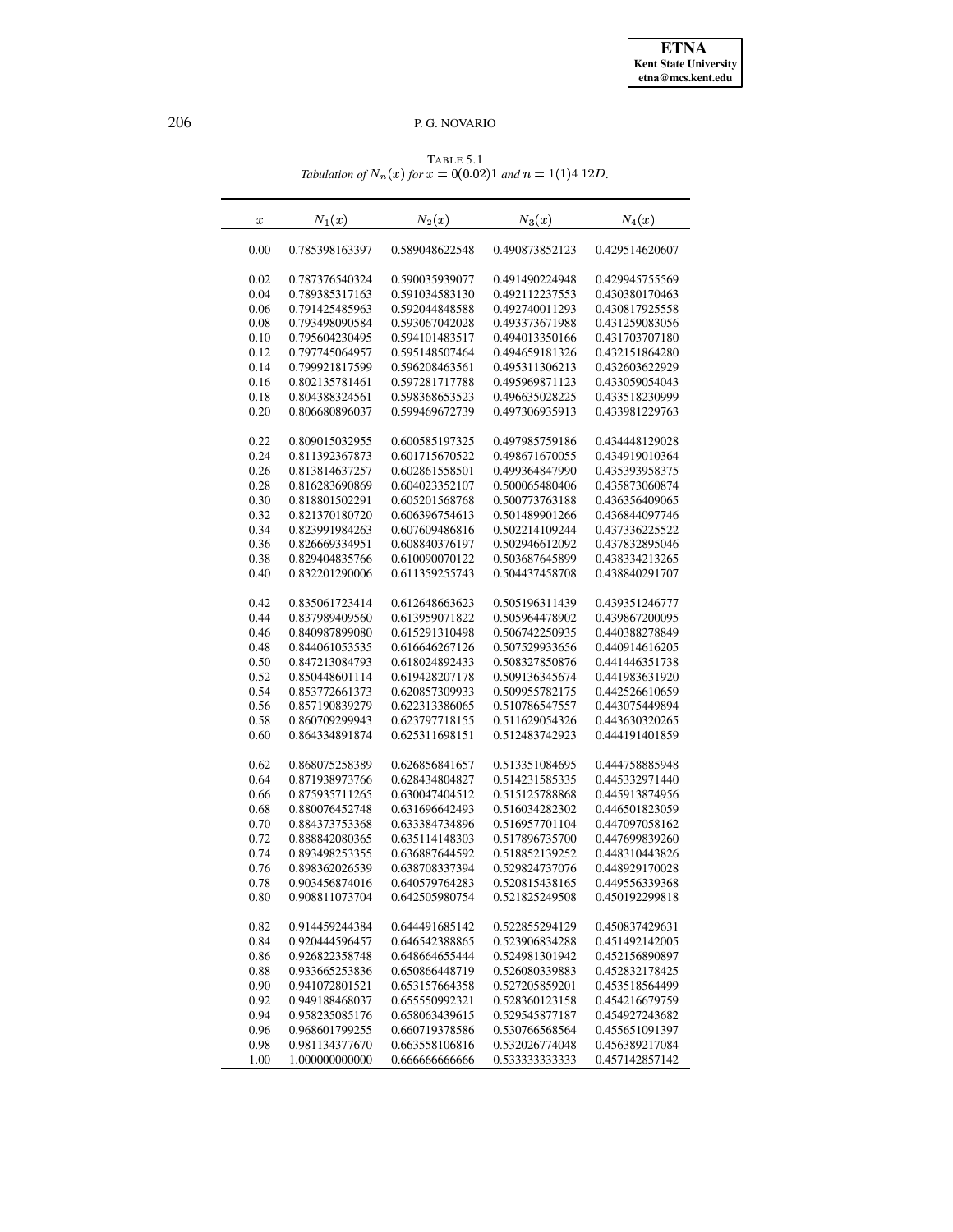TABLE 5.1
*Tabulation of $N_n(x)$ for $x = 0(0.02)1$ and $n = 1(1)4$ $12D$.*

| $x$ | $N_1(x)$ | $N_2(x)$ | $N_3(x)$ | $N_4(x)$ |
|---|---|---|---|---|
| 0.00 | 0.785398163397 | 0.589048622548 | 0.490873852123 | 0.429514620607 |
| 0.02 | 0.787376540324 | 0.590035939077 | 0.491490224948 | 0.429945755569 |
| 0.04 | 0.789385317163 | 0.591034583130 | 0.492112237553 | 0.430380170463 |
| 0.06 | 0.791425485963 | 0.592044848588 | 0.492740011293 | 0.430817925558 |
| 0.08 | 0.793498090584 | 0.593067042028 | 0.493373671988 | 0.431259083056 |
| 0.10 | 0.795604230495 | 0.594101483517 | 0.494013350166 | 0.431703707180 |
| 0.12 | 0.797745064957 | 0.595148507464 | 0.494659181326 | 0.432151864280 |
| 0.14 | 0.799921817599 | 0.596208463561 | 0.495311306213 | 0.432603622929 |
| 0.16 | 0.802135781461 | 0.597281717788 | 0.495969871123 | 0.433059054043 |
| 0.18 | 0.804388324561 | 0.598368653523 | 0.496635028225 | 0.433518230999 |
| 0.20 | 0.806680896037 | 0.599469672739 | 0.497306935913 | 0.433981229763 |
| 0.22 | 0.809015032955 | 0.600585197325 | 0.497985759186 | 0.434448129028 |
| 0.24 | 0.811392367873 | 0.601715670522 | 0.498671670055 | 0.434919010364 |
| 0.26 | 0.813814637257 | 0.602861558501 | 0.499364847990 | 0.435393958375 |
| 0.28 | 0.816283690869 | 0.604023352107 | 0.500065480406 | 0.435873060874 |
| 0.30 | 0.818801502291 | 0.605201568768 | 0.500773763188 | 0.436356409065 |
| 0.32 | 0.821370180720 | 0.606396754613 | 0.501489901266 | 0.436844097746 |
| 0.34 | 0.823991984263 | 0.607609486816 | 0.502214109244 | 0.437336225522 |
| 0.36 | 0.826669334951 | 0.608840376197 | 0.502946612092 | 0.437832895046 |
| 0.38 | 0.829404835766 | 0.610090070122 | 0.503687645899 | 0.438334213265 |
| 0.40 | 0.832201290006 | 0.611359255743 | 0.504437458708 | 0.438840291707 |
| 0.42 | 0.835061723414 | 0.612648663623 | 0.505196311439 | 0.439351246777 |
| 0.44 | 0.837989409560 | 0.613959071822 | 0.505964478902 | 0.439867200095 |
| 0.46 | 0.840987899080 | 0.615291310498 | 0.506742250935 | 0.440388278849 |
| 0.48 | 0.844061053535 | 0.616646267126 | 0.507529933656 | 0.440914616205 |
| 0.50 | 0.847213084793 | 0.618024892433 | 0.508327850876 | 0.441446351738 |
| 0.52 | 0.850448601114 | 0.619428207178 | 0.509136345674 | 0.441983631920 |
| 0.54 | 0.853772661373 | 0.620857309933 | 0.509955782175 | 0.442526610659 |
| 0.56 | 0.857190839279 | 0.622313386065 | 0.510786547557 | 0.443075449894 |
| 0.58 | 0.860709299943 | 0.623797718155 | 0.511629054326 | 0.443630320265 |
| 0.60 | 0.864334891874 | 0.625311698151 | 0.512483742923 | 0.444191401859 |
| 0.62 | 0.868075258389 | 0.626856841657 | 0.513351084695 | 0.444758885948 |
| 0.64 | 0.871938973766 | 0.628434804827 | 0.514231585335 | 0.445332971440 |
| 0.66 | 0.875935711265 | 0.630047404512 | 0.515125788868 | 0.445913874956 |
| 0.68 | 0.880076452748 | 0.631696642493 | 0.516034282302 | 0.446501823059 |
| 0.70 | 0.884373753368 | 0.633384734896 | 0.516957701104 | 0.447097058162 |
| 0.72 | 0.888842080365 | 0.635114148303 | 0.517896735700 | 0.447699839260 |
| 0.74 | 0.893498253355 | 0.636887644592 | 0.518852139252 | 0.448310443826 |
| 0.76 | 0.898362026539 | 0.638708337394 | 0.529824737076 | 0.448929170028 |
| 0.78 | 0.903456874016 | 0.640579764283 | 0.520815438165 | 0.449556339368 |
| 0.80 | 0.908811073704 | 0.642505980754 | 0.521825249508 | 0.450192299818 |
| 0.82 | 0.914459244384 | 0.644491685142 | 0.522855294129 | 0.450837429631 |
| 0.84 | 0.920444596457 | 0.646542388865 | 0.523906834288 | 0.451492142005 |
| 0.86 | 0.926822358748 | 0.648664655444 | 0.524981301942 | 0.452156890897 |
| 0.88 | 0.933665253836 | 0.650866448719 | 0.526080339883 | 0.452832178425 |
| 0.90 | 0.941072801521 | 0.653157664358 | 0.527205859201 | 0.453518564499 |
| 0.92 | 0.949188468037 | 0.655550992321 | 0.528360123158 | 0.454216679759 |
| 0.94 | 0.958235085176 | 0.658063439615 | 0.529545877187 | 0.454927243682 |
| 0.96 | 0.968601799255 | 0.660719378586 | 0.530766568564 | 0.455651091397 |
| 0.98 | 0.981134377670 | 0.663558106816 | 0.532026774048 | 0.456389217084 |
| 1.00 | 1.000000000000 | 0.666666666666 | 0.533333333333 | 0.457142857142 |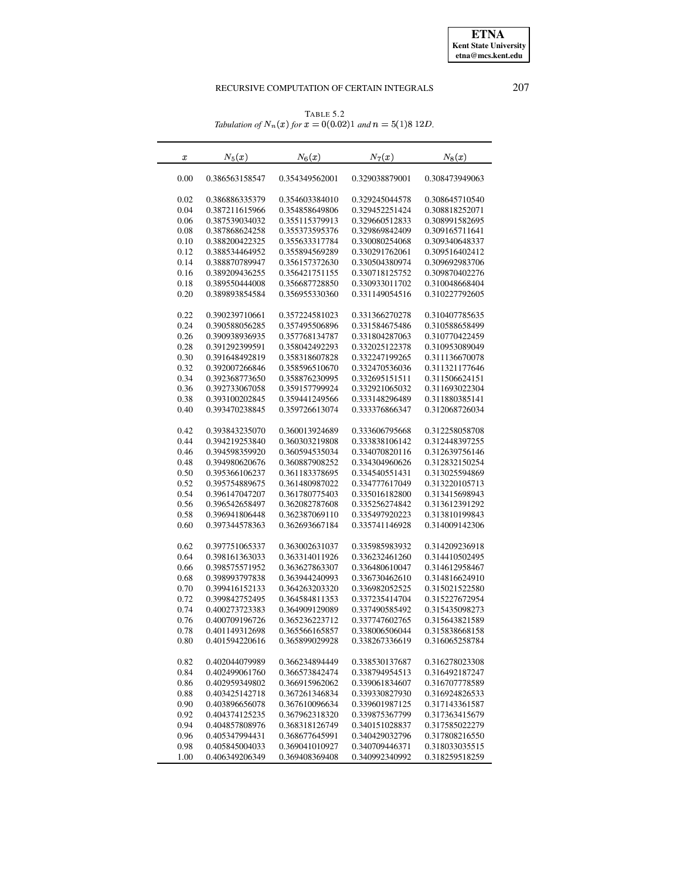TABLE 5.2
*Tabulation of $N_n(x)$ for $x = 0(0.02)1$ and $n = 5(1)8$ 12D.*

| $x$ | $N_5(x)$ | $N_6(x)$ | $N_7(x)$ | $N_8(x)$ |
|---|---|---|---|---|
| 0.00 | 0.386563158547 | 0.354349562001 | 0.329038879001 | 0.308473949063 |
| 0.02 | 0.386886335379 | 0.354603384010 | 0.329245044578 | 0.308645710540 |
| 0.04 | 0.387211615966 | 0.354858649806 | 0.329452251424 | 0.308818252071 |
| 0.06 | 0.387539034032 | 0.355115379913 | 0.329660512833 | 0.308991582695 |
| 0.08 | 0.387868624258 | 0.355373595376 | 0.329869842409 | 0.309165711641 |
| 0.10 | 0.388200422325 | 0.355633317784 | 0.330080254068 | 0.309340648337 |
| 0.12 | 0.388534464952 | 0.355894569289 | 0.330291762061 | 0.309516402412 |
| 0.14 | 0.388870789947 | 0.356157372630 | 0.330504380974 | 0.309692983706 |
| 0.16 | 0.389209436255 | 0.356421751155 | 0.330718125752 | 0.309870402276 |
| 0.18 | 0.389550444008 | 0.356687728850 | 0.330933011702 | 0.310048668404 |
| 0.20 | 0.389893854584 | 0.356955330360 | 0.331149054516 | 0.310227792605 |
| 0.22 | 0.390239710661 | 0.357224581023 | 0.331366270278 | 0.310407785635 |
| 0.24 | 0.390588056285 | 0.357495506896 | 0.331584675486 | 0.310588658499 |
| 0.26 | 0.390938936935 | 0.357768134787 | 0.331804287063 | 0.310770422459 |
| 0.28 | 0.391292399591 | 0.358042492293 | 0.332025122378 | 0.310953089049 |
| 0.30 | 0.391648492819 | 0.358318607828 | 0.332247199265 | 0.311136670078 |
| 0.32 | 0.392007266846 | 0.358596510670 | 0.332470536036 | 0.311321177646 |
| 0.34 | 0.392368773650 | 0.358876230995 | 0.332695151511 | 0.311506624151 |
| 0.36 | 0.392733067058 | 0.359157799924 | 0.332921065032 | 0.311693022304 |
| 0.38 | 0.393100202845 | 0.359441249566 | 0.333148296489 | 0.311880385141 |
| 0.40 | 0.393470238845 | 0.359726613074 | 0.333376866347 | 0.312068726034 |
| 0.42 | 0.393843235070 | 0.360013924689 | 0.333606795668 | 0.312258058708 |
| 0.44 | 0.394219253840 | 0.360303219808 | 0.333838106142 | 0.312448397255 |
| 0.46 | 0.394598359920 | 0.360594535034 | 0.334070820116 | 0.312639756146 |
| 0.48 | 0.394980620676 | 0.360887908252 | 0.334304960626 | 0.312832150254 |
| 0.50 | 0.395366106237 | 0.361183378695 | 0.334540551431 | 0.313025594869 |
| 0.52 | 0.395754889675 | 0.361480987022 | 0.334777617049 | 0.313220105713 |
| 0.54 | 0.396147047207 | 0.361780775403 | 0.335016182800 | 0.313415698943 |
| 0.56 | 0.396542658497 | 0.362082787608 | 0.335256274842 | 0.313612391292 |
| 0.58 | 0.396941806448 | 0.362387069110 | 0.335497920223 | 0.313810199843 |
| 0.60 | 0.397344578363 | 0.362693667184 | 0.335741146928 | 0.314009142306 |
| 0.62 | 0.397751065337 | 0.363002631037 | 0.335985983932 | 0.314209236918 |
| 0.64 | 0.398161363033 | 0.363314011926 | 0.336232461260 | 0.314410502495 |
| 0.66 | 0.398575571952 | 0.363627863307 | 0.336480610047 | 0.314612958467 |
| 0.68 | 0.398993797838 | 0.363944240993 | 0.336730462610 | 0.314816624910 |
| 0.70 | 0.399416152133 | 0.364263203320 | 0.336982052525 | 0.315021522580 |
| 0.72 | 0.399842752495 | 0.364584811353 | 0.337235414704 | 0.315227672954 |
| 0.74 | 0.400273723383 | 0.364909129089 | 0.337490585492 | 0.315435098273 |
| 0.76 | 0.400709196726 | 0.365236223712 | 0.337747602765 | 0.315643821589 |
| 0.78 | 0.401149312698 | 0.365566165857 | 0.338006506044 | 0.315838668158 |
| 0.80 | 0.401594220616 | 0.365899029928 | 0.338267336619 | 0.316065258784 |
| 0.82 | 0.402044079989 | 0.366234894449 | 0.338530137687 | 0.316278023308 |
| 0.84 | 0.402499061760 | 0.366573842474 | 0.338794954513 | 0.316492187247 |
| 0.86 | 0.402959349802 | 0.366915962062 | 0.339061834607 | 0.316707778589 |
| 0.88 | 0.403425142718 | 0.367261346834 | 0.339330827930 | 0.316924826533 |
| 0.90 | 0.403896656078 | 0.367610096634 | 0.339601987125 | 0.317143361587 |
| 0.92 | 0.404374125235 | 0.367962318320 | 0.339875367799 | 0.317363415679 |
| 0.94 | 0.404857808976 | 0.368318126749 | 0.340151028837 | 0.317585022279 |
| 0.96 | 0.405347994431 | 0.368677645991 | 0.340429032796 | 0.317808216550 |
| 0.98 | 0.405845004033 | 0.369041010927 | 0.340709446371 | 0.318033035515 |
| 1.00 | 0.406349206349 | 0.369408369408 | 0.340992340992 | 0.318259518259 |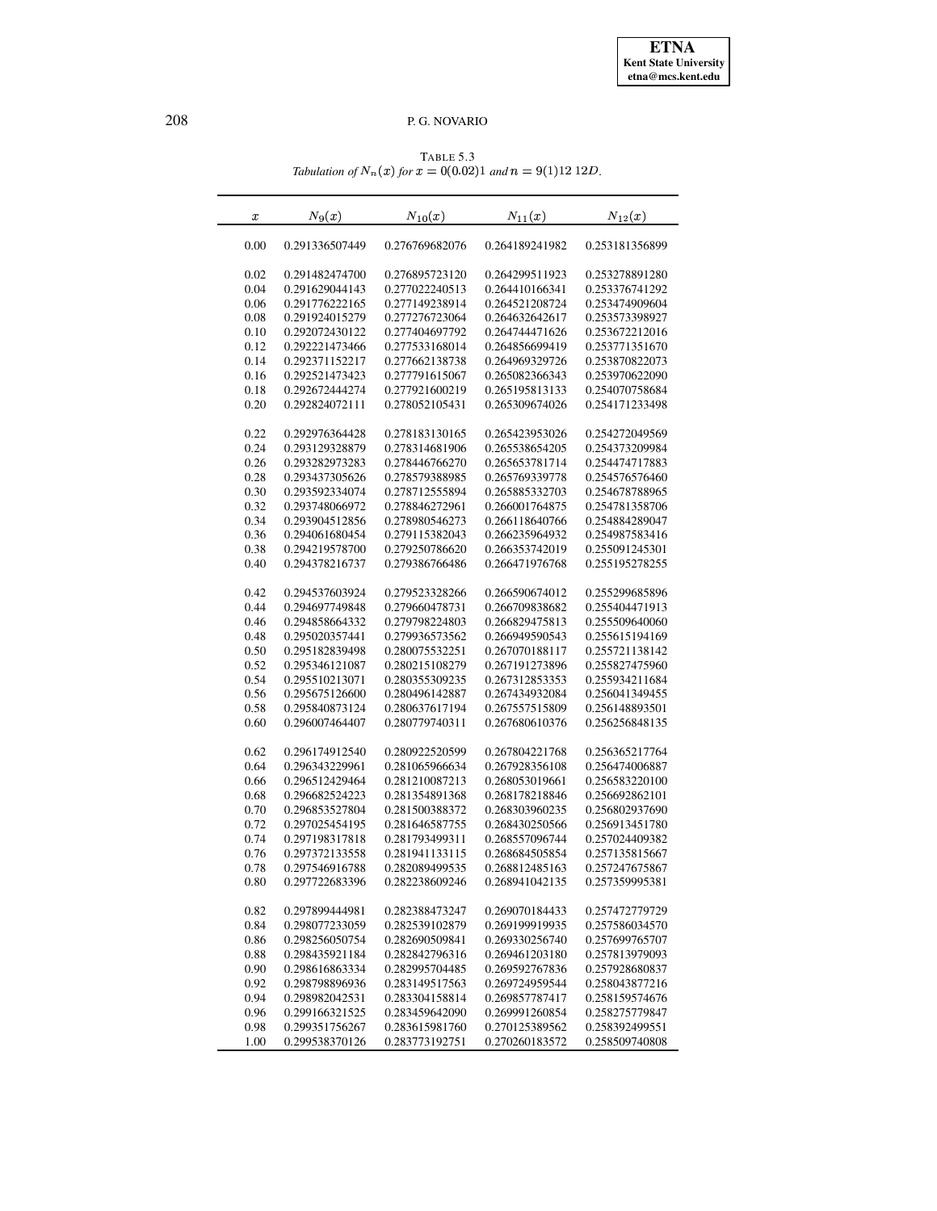TABLE 5.3

*Tabulation of $N_n(x)$ for $x = 0(0.02)1$ and $n = 9(1)12$ 12D.*

| $x$ | $N_9(x)$ | $N_{10}(x)$ | $N_{11}(x)$ | $N_{12}(x)$ |
|---|---|---|---|---|
| 0.00 | 0.291336507449 | 0.276769682076 | 0.264189241982 | 0.253181356899 |
| 0.02 | 0.291482474700 | 0.276895723120 | 0.264299511923 | 0.253278891280 |
| 0.04 | 0.291629044143 | 0.277022240513 | 0.264410166341 | 0.253376741292 |
| 0.06 | 0.291776222165 | 0.277149238914 | 0.264521208724 | 0.253474909604 |
| 0.08 | 0.291924015279 | 0.277276723064 | 0.264632642617 | 0.253573398927 |
| 0.10 | 0.292072430122 | 0.277404697792 | 0.264744471626 | 0.253672212016 |
| 0.12 | 0.292221473466 | 0.277533168014 | 0.264856699419 | 0.253771351670 |
| 0.14 | 0.292371152217 | 0.277662138738 | 0.264969329726 | 0.253870822073 |
| 0.16 | 0.292521473423 | 0.277791615067 | 0.265082366343 | 0.253970622090 |
| 0.18 | 0.292672444274 | 0.277921600219 | 0.265195813133 | 0.254070758684 |
| 0.20 | 0.292824072111 | 0.278052105431 | 0.265309674026 | 0.254171233498 |
| 0.22 | 0.292976364428 | 0.278183130165 | 0.265423953026 | 0.254272049569 |
| 0.24 | 0.293129328879 | 0.278314681906 | 0.265538654205 | 0.254373209984 |
| 0.26 | 0.293282973283 | 0.278446766270 | 0.265653781714 | 0.254474717883 |
| 0.28 | 0.293437305626 | 0.278579388985 | 0.265769339778 | 0.254576576460 |
| 0.30 | 0.293592334074 | 0.278712555894 | 0.265885332703 | 0.254678788965 |
| 0.32 | 0.293748066972 | 0.278846272961 | 0.266001764875 | 0.254781358706 |
| 0.34 | 0.293904512856 | 0.278980546273 | 0.266118640766 | 0.254884289047 |
| 0.36 | 0.294061680454 | 0.279115382043 | 0.266235964932 | 0.254987583416 |
| 0.38 | 0.294219578700 | 0.279250786620 | 0.266353742019 | 0.255091245301 |
| 0.40 | 0.294378216737 | 0.279386766486 | 0.266471976768 | 0.255195278255 |
| 0.42 | 0.294537603924 | 0.279523328266 | 0.266590674012 | 0.255299685896 |
| 0.44 | 0.294697749848 | 0.279660478731 | 0.266709838682 | 0.255404471913 |
| 0.46 | 0.294858664332 | 0.279798224803 | 0.266829475813 | 0.255509640060 |
| 0.48 | 0.295020357441 | 0.279936573562 | 0.266949590543 | 0.255615194169 |
| 0.50 | 0.295182839498 | 0.280075532251 | 0.267070188117 | 0.255721138142 |
| 0.52 | 0.295346121087 | 0.280215108279 | 0.267191273896 | 0.255827475960 |
| 0.54 | 0.295510213071 | 0.280355309235 | 0.267312853353 | 0.255934211684 |
| 0.56 | 0.295675126600 | 0.280496142887 | 0.267434932084 | 0.256041349455 |
| 0.58 | 0.295840873124 | 0.280637617194 | 0.267557515809 | 0.256148893501 |
| 0.60 | 0.296007464407 | 0.280779740311 | 0.267680610376 | 0.256256848135 |
| 0.62 | 0.296174912540 | 0.280922520599 | 0.267804221768 | 0.256365217764 |
| 0.64 | 0.296343229961 | 0.281065966634 | 0.267928356108 | 0.256474006887 |
| 0.66 | 0.296512429464 | 0.281210087213 | 0.268053019661 | 0.256583220100 |
| 0.68 | 0.296682524223 | 0.281354891368 | 0.268178218846 | 0.256692862101 |
| 0.70 | 0.296853527804 | 0.281500388372 | 0.268303960235 | 0.256802937690 |
| 0.72 | 0.297025454195 | 0.281646587755 | 0.268430250566 | 0.256913451780 |
| 0.74 | 0.297198317818 | 0.281793499311 | 0.268557096744 | 0.257024409382 |
| 0.76 | 0.297372133558 | 0.281941133115 | 0.268684505854 | 0.257135815667 |
| 0.78 | 0.297546916788 | 0.282089499535 | 0.268812485163 | 0.257247675867 |
| 0.80 | 0.297722683396 | 0.282238609246 | 0.268941042135 | 0.257359995381 |
| 0.82 | 0.297899444981 | 0.282388473247 | 0.269070184433 | 0.257472779729 |
| 0.84 | 0.298077233059 | 0.282539102879 | 0.269199919935 | 0.257586034570 |
| 0.86 | 0.298256050754 | 0.282690509841 | 0.269330256740 | 0.257699765707 |
| 0.88 | 0.298435921184 | 0.282842796316 | 0.269461203180 | 0.257813979093 |
| 0.90 | 0.298616863334 | 0.282995704485 | 0.269592767836 | 0.257928680837 |
| 0.92 | 0.298798896936 | 0.283149517563 | 0.269724959544 | 0.258043877216 |
| 0.94 | 0.298982042531 | 0.283304158814 | 0.269857787417 | 0.258159574676 |
| 0.96 | 0.299166321525 | 0.283459642090 | 0.269991260854 | 0.258275779847 |
| 0.98 | 0.299351756267 | 0.283615981760 | 0.270125389562 | 0.258392499551 |
| 1.00 | 0.299538370126 | 0.283773192751 | 0.270260183572 | 0.258509740808 |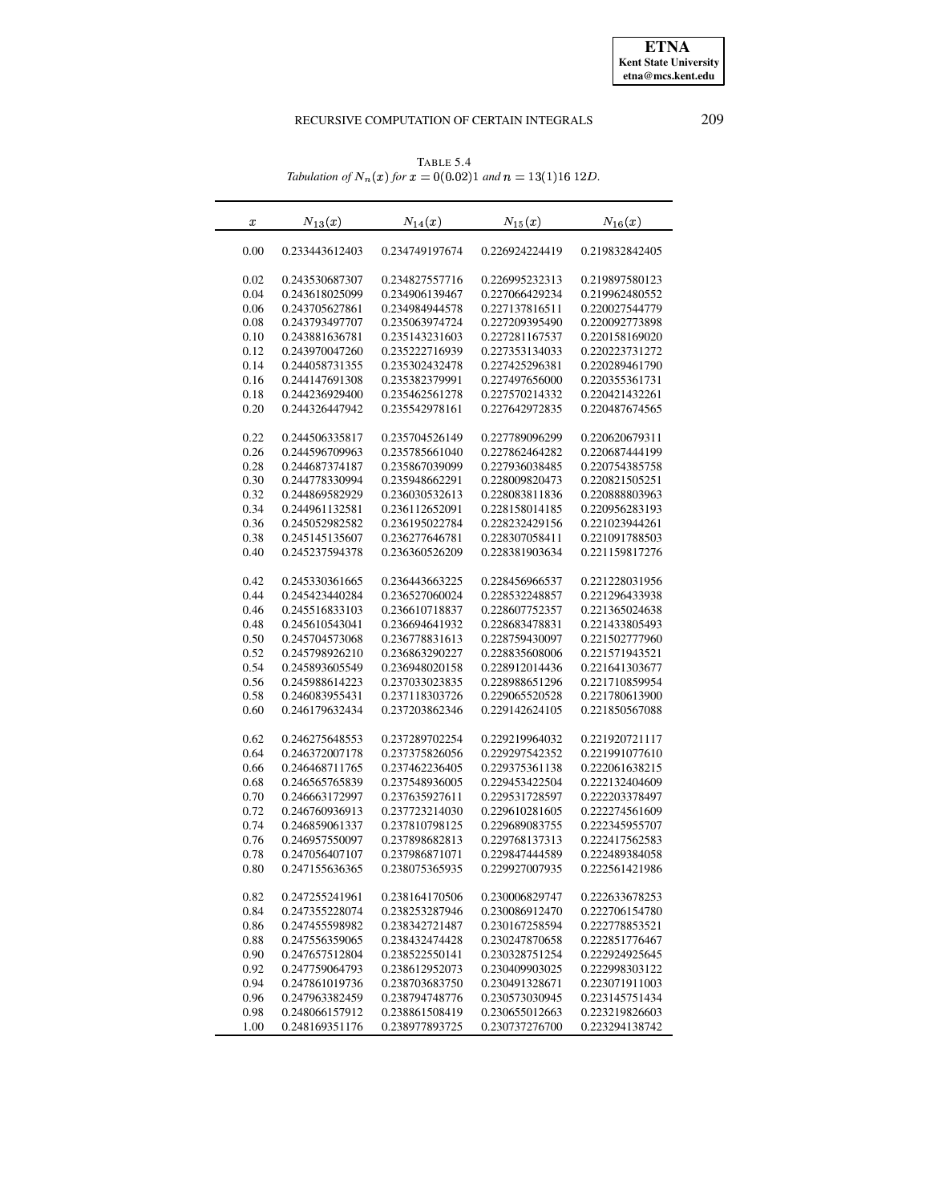TABLE 5.4

*Tabulation of $N_n(x)$ for $x = 0(0.02)1$ and $n = 13(1)16$ 12D.*

| $x$ | $N_{13}(x)$ | $N_{14}(x)$ | $N_{15}(x)$ | $N_{16}(x)$ |
|---|---|---|---|---|
| 0.00 | 0.233443612403 | 0.234749197674 | 0.226924224419 | 0.219832842405 |
| 0.02 | 0.243530687307 | 0.234827557716 | 0.226995232313 | 0.219897580123 |
| 0.04 | 0.243618025099 | 0.234906139467 | 0.227066429234 | 0.219962480552 |
| 0.06 | 0.243705627861 | 0.234984944578 | 0.227137816511 | 0.220027544779 |
| 0.08 | 0.243793497707 | 0.235063974724 | 0.227209395490 | 0.220092773898 |
| 0.10 | 0.243881636781 | 0.235143231603 | 0.227281167537 | 0.220158169020 |
| 0.12 | 0.243970047260 | 0.235222716939 | 0.227353134033 | 0.220223731272 |
| 0.14 | 0.244058731355 | 0.235302432478 | 0.227425296381 | 0.220289461790 |
| 0.16 | 0.244147691308 | 0.235382379991 | 0.227497656000 | 0.220355361731 |
| 0.18 | 0.244236929400 | 0.235462561278 | 0.227570214332 | 0.220421432261 |
| 0.20 | 0.244326447942 | 0.235542978161 | 0.227642972835 | 0.220487674565 |
| 0.22 | 0.244506335817 | 0.235704526149 | 0.227789096299 | 0.220620679311 |
| 0.26 | 0.244596709963 | 0.235785661040 | 0.227862464282 | 0.220687444199 |
| 0.28 | 0.244687374187 | 0.235867039099 | 0.227936038485 | 0.220754385758 |
| 0.30 | 0.244778330994 | 0.235948662291 | 0.228009820473 | 0.220821505251 |
| 0.32 | 0.244869582929 | 0.236030532613 | 0.228083811836 | 0.220888803963 |
| 0.34 | 0.244961132581 | 0.236112652091 | 0.228158014185 | 0.220956283193 |
| 0.36 | 0.245052982582 | 0.236195022784 | 0.228232429156 | 0.221023944261 |
| 0.38 | 0.245145135607 | 0.236277646781 | 0.228307058411 | 0.221091788503 |
| 0.40 | 0.245237594378 | 0.236360526209 | 0.228381903634 | 0.221159817276 |
| 0.42 | 0.245330361665 | 0.236443663225 | 0.228456966537 | 0.221228031956 |
| 0.44 | 0.245423440284 | 0.236527060024 | 0.228532248857 | 0.221296433938 |
| 0.46 | 0.245516833103 | 0.236610718837 | 0.228607752357 | 0.221365024638 |
| 0.48 | 0.245610543041 | 0.236694641932 | 0.228683478831 | 0.221433805493 |
| 0.50 | 0.245704573068 | 0.236778831613 | 0.228759430097 | 0.221502777960 |
| 0.52 | 0.245798926210 | 0.236863290227 | 0.228835608006 | 0.221571943521 |
| 0.54 | 0.245893605549 | 0.236948020158 | 0.228912014436 | 0.221641303677 |
| 0.56 | 0.245988614223 | 0.237033023835 | 0.228988651296 | 0.221710859954 |
| 0.58 | 0.246083955431 | 0.237118303726 | 0.229065520528 | 0.221780613900 |
| 0.60 | 0.246179632434 | 0.237203862346 | 0.229142624105 | 0.221850567088 |
| 0.62 | 0.246275648553 | 0.237289702254 | 0.229219964032 | 0.221920721117 |
| 0.64 | 0.246372007178 | 0.237375826056 | 0.229297542352 | 0.221991077610 |
| 0.66 | 0.246468711765 | 0.237462236405 | 0.229375361138 | 0.222061638215 |
| 0.68 | 0.246565765839 | 0.237548936005 | 0.229453422504 | 0.222132404609 |
| 0.70 | 0.246663172997 | 0.237635927611 | 0.229531728597 | 0.222203378497 |
| 0.72 | 0.246760936913 | 0.237723214030 | 0.229610281605 | 0.222274561609 |
| 0.74 | 0.246859061337 | 0.237810798125 | 0.229689083755 | 0.222345955707 |
| 0.76 | 0.246957550097 | 0.237898682813 | 0.229768137313 | 0.222417562583 |
| 0.78 | 0.247056407107 | 0.237986871071 | 0.229847444589 | 0.222489384058 |
| 0.80 | 0.247155636365 | 0.238075365935 | 0.229927007935 | 0.222561421986 |
| 0.82 | 0.247255241961 | 0.238164170506 | 0.230006829747 | 0.222633678253 |
| 0.84 | 0.247355228074 | 0.238253287946 | 0.230086912470 | 0.222706154780 |
| 0.86 | 0.247455598982 | 0.238342721487 | 0.230167258594 | 0.222778853521 |
| 0.88 | 0.247556359065 | 0.238432474428 | 0.230247870658 | 0.222851776467 |
| 0.90 | 0.247657512804 | 0.238522550141 | 0.230328751254 | 0.222924925645 |
| 0.92 | 0.247759064793 | 0.238612952073 | 0.230409903025 | 0.222998303122 |
| 0.94 | 0.247861019736 | 0.238703683750 | 0.230491328671 | 0.223071911003 |
| 0.96 | 0.247963382459 | 0.238794748776 | 0.230573030945 | 0.223145751434 |
| 0.98 | 0.248066157912 | 0.238861508419 | 0.230655012663 | 0.223219826603 |
| 1.00 | 0.248169351176 | 0.238977893725 | 0.230737276700 | 0.223294138742 |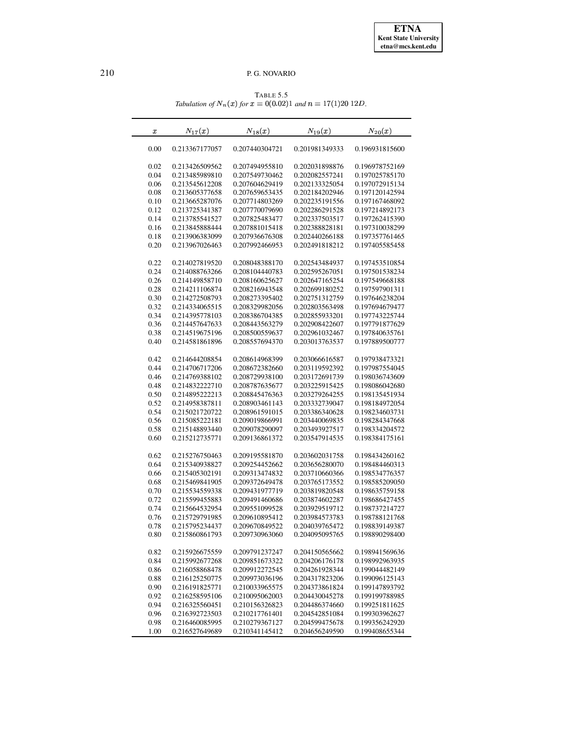TABLE 5.5

*Tabulation of $N_n(x)$ for $x = 0(0.02)1$ and $n = 17(1)20$ 12D.*

| $x$ | $N_{17}(x)$ | $N_{18}(x)$ | $N_{19}(x)$ | $N_{20}(x)$ |
|---|---|---|---|---|
| 0.00 | 0.213367177057 | 0.207440304721 | 0.201981349333 | 0.196931815600 |
| 0.02 | 0.213426509562 | 0.207494955810 | 0.202031898876 | 0.196978752169 |
| 0.04 | 0.213485989810 | 0.207549730462 | 0.202082557241 | 0.197025785170 |
| 0.06 | 0.213545612208 | 0.207604629419 | 0.202133325054 | 0.197072915134 |
| 0.08 | 0.213605377658 | 0.207659653435 | 0.202184202946 | 0.197120142594 |
| 0.10 | 0.213665287076 | 0.207714803269 | 0.202235191556 | 0.197167468092 |
| 0.12 | 0.213725341387 | 0.207770079690 | 0.202286291528 | 0.197214892173 |
| 0.14 | 0.213785541527 | 0.207825483477 | 0.202337503517 | 0.197262415390 |
| 0.16 | 0.213845888444 | 0.207881015418 | 0.202388828181 | 0.197310038299 |
| 0.18 | 0.213906383099 | 0.207936676308 | 0.202440266188 | 0.197357761465 |
| 0.20 | 0.213967026463 | 0.207992466953 | 0.202491818212 | 0.197405585458 |
| 0.22 | 0.214027819520 | 0.208048388170 | 0.202543484937 | 0.197453510854 |
| 0.24 | 0.214088763266 | 0.208104440783 | 0.202595267051 | 0.197501538234 |
| 0.26 | 0.214149858710 | 0.208160625627 | 0.202647165254 | 0.197549668188 |
| 0.28 | 0.214211106874 | 0.208216943548 | 0.202699180252 | 0.197597901311 |
| 0.30 | 0.214272508793 | 0.208273395402 | 0.202751312759 | 0.197646238204 |
| 0.32 | 0.214334065515 | 0.208329982056 | 0.202803563498 | 0.197694679477 |
| 0.34 | 0.214395778103 | 0.208386704385 | 0.202855933201 | 0.197743225744 |
| 0.36 | 0.214457647633 | 0.208443563279 | 0.202908422607 | 0.197791877629 |
| 0.38 | 0.214519675196 | 0.208500559637 | 0.202961032467 | 0.197840635761 |
| 0.40 | 0.214581861896 | 0.208557694370 | 0.203013763537 | 0.197889500777 |
| 0.42 | 0.214644208854 | 0.208614968399 | 0.203066616587 | 0.197938473321 |
| 0.44 | 0.214706717206 | 0.208672382660 | 0.203119592392 | 0.197987554045 |
| 0.46 | 0.214769388102 | 0.208729938100 | 0.203172691739 | 0.198036743609 |
| 0.48 | 0.214832222710 | 0.208787635677 | 0.203225915425 | 0.198086042680 |
| 0.50 | 0.214895222213 | 0.208845476363 | 0.203279264255 | 0.198135451934 |
| 0.52 | 0.214958387811 | 0.208903461143 | 0.203332739047 | 0.198184972054 |
| 0.54 | 0.215021720722 | 0.208961591015 | 0.203386340628 | 0.198234603731 |
| 0.56 | 0.215085222181 | 0.209019866991 | 0.203440069835 | 0.198284347668 |
| 0.58 | 0.215148893440 | 0.209078290097 | 0.203493927517 | 0.198334204572 |
| 0.60 | 0.215212735771 | 0.209136861372 | 0.203547914535 | 0.198384175161 |
| 0.62 | 0.215276750463 | 0.209195581870 | 0.203602031758 | 0.198434260162 |
| 0.64 | 0.215340938827 | 0.209254452662 | 0.203656280070 | 0.198484460313 |
| 0.66 | 0.215405302191 | 0.209313474832 | 0.203710660366 | 0.198534776357 |
| 0.68 | 0.215469841905 | 0.209372649478 | 0.203765173552 | 0.198585209050 |
| 0.70 | 0.215534559338 | 0.209431977719 | 0.203819820548 | 0.198635759158 |
| 0.72 | 0.215599455883 | 0.209491460686 | 0.203874602287 | 0.198686427455 |
| 0.74 | 0.215664532954 | 0.209551099528 | 0.203929519712 | 0.198737214727 |
| 0.76 | 0.215729791985 | 0.209610895412 | 0.203984573783 | 0.198788121768 |
| 0.78 | 0.215795234437 | 0.209670849522 | 0.204039765472 | 0.198839149387 |
| 0.80 | 0.215860861793 | 0.209730963060 | 0.204095095765 | 0.198890298400 |
| 0.82 | 0.215926675559 | 0.209791237247 | 0.204150565662 | 0.198941569636 |
| 0.84 | 0.215992677268 | 0.209851673322 | 0.204206176178 | 0.198992963935 |
| 0.86 | 0.216058868478 | 0.209912272545 | 0.204261928344 | 0.199044482149 |
| 0.88 | 0.216125250775 | 0.209973036196 | 0.204317823206 | 0.199096125143 |
| 0.90 | 0.216191825771 | 0.210033965575 | 0.204373861824 | 0.199147893792 |
| 0.92 | 0.216258595106 | 0.210095062003 | 0.204430045278 | 0.199199788985 |
| 0.94 | 0.216325560451 | 0.210156326823 | 0.204486374660 | 0.199251811625 |
| 0.96 | 0.216392723503 | 0.210217761401 | 0.204542851084 | 0.199303962627 |
| 0.98 | 0.216460085995 | 0.210279367127 | 0.204599475678 | 0.199356242920 |
| 1.00 | 0.216527649689 | 0.210341145412 | 0.204656249590 | 0.199408655344 |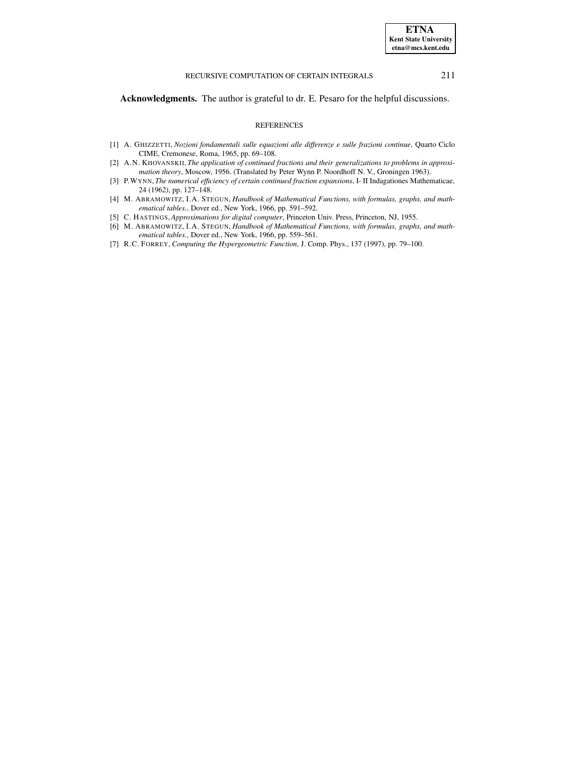**Acknowledgments.** The author is grateful to dr. E. Pesaro for the helpful discussions.

## REFERENCES

[1] A. GHIZZETTI, *Nozioni fondamentali sulle equazioni alle differenze e sulle frazioni continue*, Quarto Ciclo CIME, Cremonese, Roma, 1965, pp. 69–108.

[2] A.N. KHOVANSKII, *The application of continued fractions and their generalizations to problems in approximation theory*, Moscow, 1956. (Translated by Peter Wynn P. Noordhoff N. V., Groningen 1963).

[3] P.WYNN, *The numerical efficiency of certain continued fraction expansions*, I- II Indagationes Mathematicae, 24 (1962), pp. 127–148.

[4] M. ABRAMOWITZ, I.A. STEGUN, *Handbook of Mathematical Functions, with formulas, graphs, and mathematical tables.*, Dover ed., New York, 1966, pp. 591–592.

[5] C. HASTINGS, *Approximations for digital computer*, Princeton Univ. Press, Princeton, NJ, 1955.

[6] M. ABRAMOWITZ, I.A. STEGUN, *Handbook of Mathematical Functions, with formulas, graphs, and mathematical tables.*, Dover ed., New York, 1966, pp. 559–561.

[7] R.C. FORREY, *Computing the Hypergeometric Function*, J. Comp. Phys., 137 (1997), pp. 79–100.